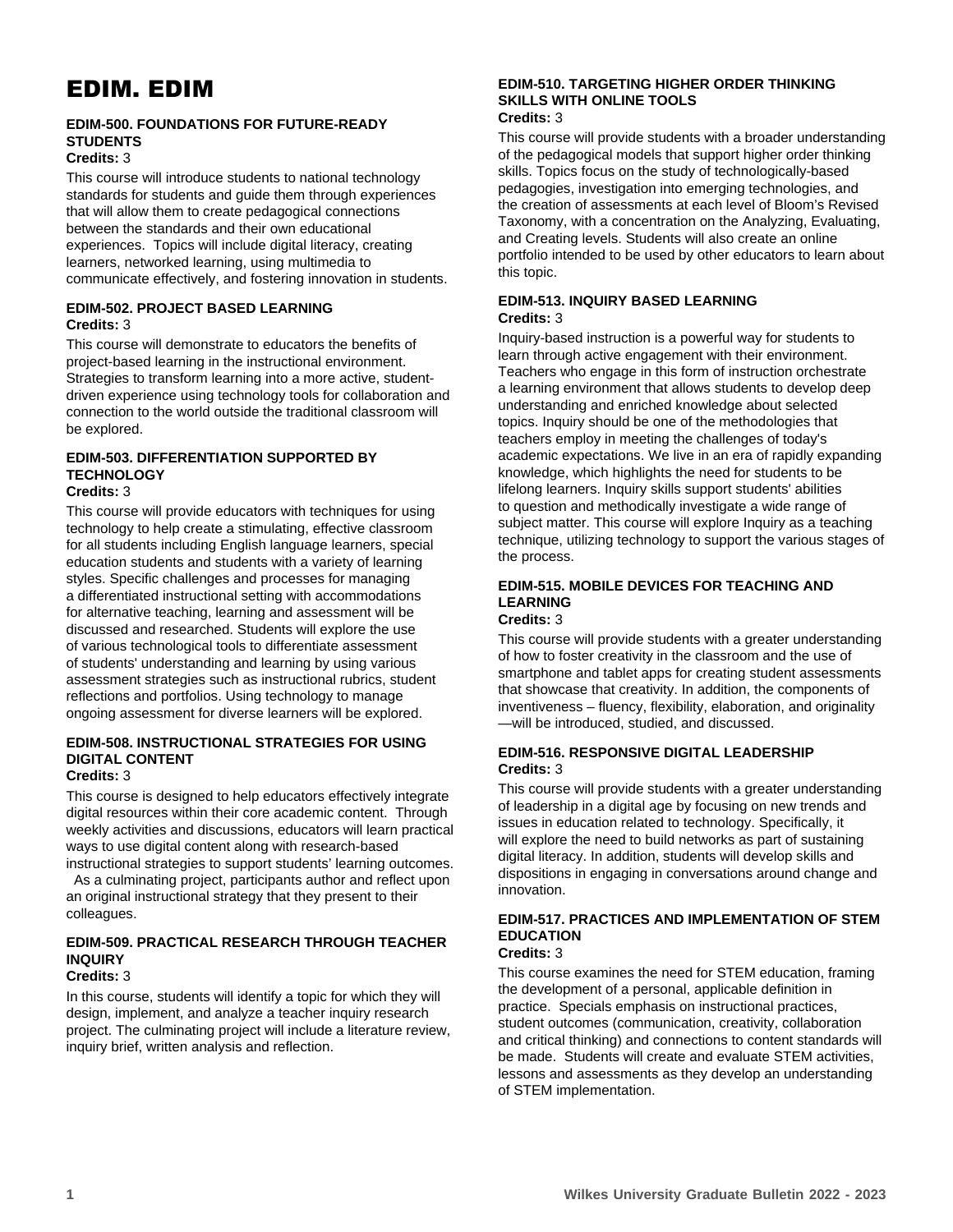# EDIM. EDIM

### EDIM-500. FOUNDATIONS FOR FUTURE-READY STUDENTS

**Credits:** 3

This course will introduce students to national technology standards for students and guide them through experiences that will allow them to create pedagogical connections between the standards and their own educational experiences. Topics will include digital literacy, creating learners, networked learning, using multimedia to communicate effectively, and fostering innovation in students.

### EDIM-502. PROJECT BASED LEARNING

**Credits:** 3

This course will demonstrate to educators the benefits of project-based learning in the instructional environment. Strategies to transform learning into a more active, student-driven experience using technology tools for collaboration and connection to the world outside the traditional classroom will be explored.

### EDIM-503. DIFFERENTIATION SUPPORTED BY TECHNOLOGY

**Credits:** 3

This course will provide educators with techniques for using technology to help create a stimulating, effective classroom for all students including English language learners, special education students and students with a variety of learning styles. Specific challenges and processes for managing a differentiated instructional setting with accommodations for alternative teaching, learning and assessment will be discussed and researched. Students will explore the use of various technological tools to differentiate assessment of students' understanding and learning by using various assessment strategies such as instructional rubrics, student reflections and portfolios. Using technology to manage ongoing assessment for diverse learners will be explored.

### EDIM-508. INSTRUCTIONAL STRATEGIES FOR USING DIGITAL CONTENT

**Credits:** 3

This course is designed to help educators effectively integrate digital resources within their core academic content. Through weekly activities and discussions, educators will learn practical ways to use digital content along with research-based instructional strategies to support students' learning outcomes. As a culminating project, participants author and reflect upon an original instructional strategy that they present to their colleagues.

### EDIM-509. PRACTICAL RESEARCH THROUGH TEACHER INQUIRY

**Credits:** 3

In this course, students will identify a topic for which they will design, implement, and analyze a teacher inquiry research project. The culminating project will include a literature review, inquiry brief, written analysis and reflection.

### EDIM-510. TARGETING HIGHER ORDER THINKING SKILLS WITH ONLINE TOOLS

**Credits:** 3

This course will provide students with a broader understanding of the pedagogical models that support higher order thinking skills. Topics focus on the study of technologically-based pedagogies, investigation into emerging technologies, and the creation of assessments at each level of Bloom's Revised Taxonomy, with a concentration on the Analyzing, Evaluating, and Creating levels. Students will also create an online portfolio intended to be used by other educators to learn about this topic.

### EDIM-513. INQUIRY BASED LEARNING

**Credits:** 3

Inquiry-based instruction is a powerful way for students to learn through active engagement with their environment. Teachers who engage in this form of instruction orchestrate a learning environment that allows students to develop deep understanding and enriched knowledge about selected topics. Inquiry should be one of the methodologies that teachers employ in meeting the challenges of today's academic expectations. We live in an era of rapidly expanding knowledge, which highlights the need for students to be lifelong learners. Inquiry skills support students' abilities to question and methodically investigate a wide range of subject matter. This course will explore Inquiry as a teaching technique, utilizing technology to support the various stages of the process.

### EDIM-515. MOBILE DEVICES FOR TEACHING AND LEARNING

**Credits:** 3

This course will provide students with a greater understanding of how to foster creativity in the classroom and the use of smartphone and tablet apps for creating student assessments that showcase that creativity. In addition, the components of inventiveness – fluency, flexibility, elaboration, and originality —will be introduced, studied, and discussed.

### EDIM-516. RESPONSIVE DIGITAL LEADERSHIP

**Credits:** 3

This course will provide students with a greater understanding of leadership in a digital age by focusing on new trends and issues in education related to technology. Specifically, it will explore the need to build networks as part of sustaining digital literacy. In addition, students will develop skills and dispositions in engaging in conversations around change and innovation.

### EDIM-517. PRACTICES AND IMPLEMENTATION OF STEM EDUCATION

**Credits:** 3

This course examines the need for STEM education, framing the development of a personal, applicable definition in practice. Specials emphasis on instructional practices, student outcomes (communication, creativity, collaboration and critical thinking) and connections to content standards will be made. Students will create and evaluate STEM activities, lessons and assessments as they develop an understanding of STEM implementation.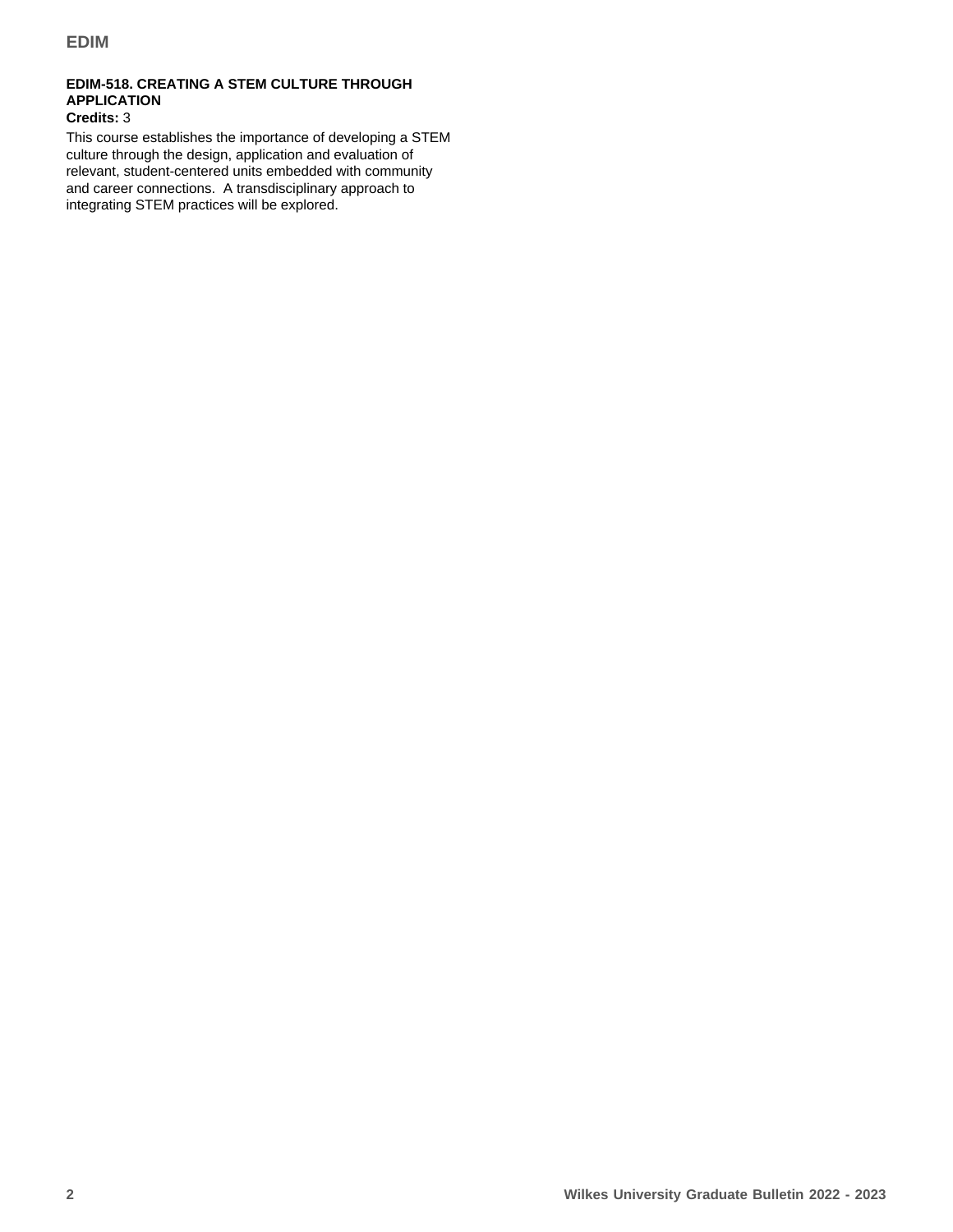## EDIM-518. CREATING A STEM CULTURE THROUGH APPLICATION

**Credits:** 3

This course establishes the importance of developing a STEM culture through the design, application and evaluation of relevant, student-centered units embedded with community and career connections. A transdisciplinary approach to integrating STEM practices will be explored.